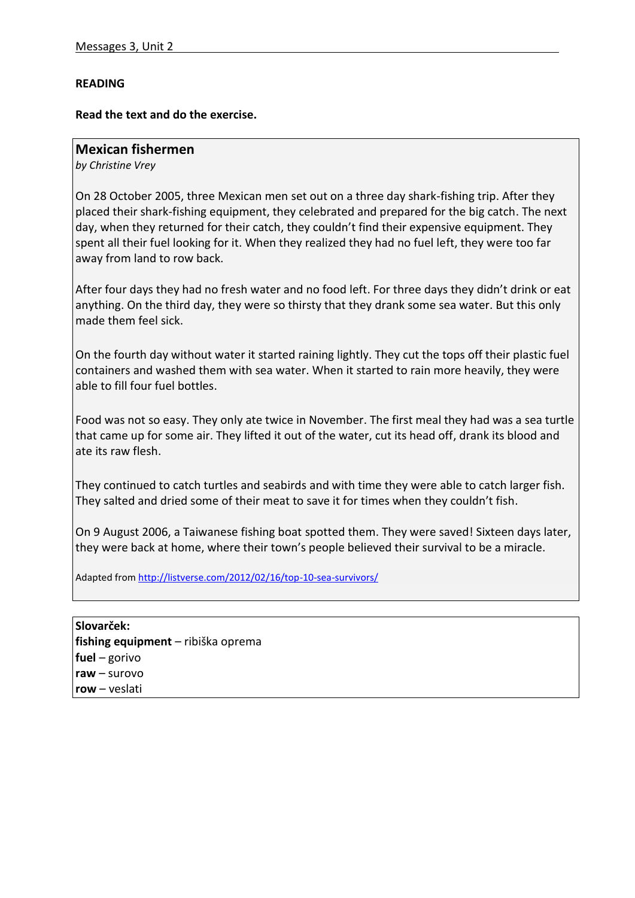**READING**

**Read the text and do the exercise.**

## Mexican fishermen

*by Christine Vrey*

On 28 October 2005, three Mexican men set out on a three day shark-fishing trip. After they placed their shark-fishing equipment, they celebrated and prepared for the big catch. The next day, when they returned for their catch, they couldn't find their expensive equipment. They spent all their fuel looking for it. When they realized they had no fuel left, they were too far away from land to row back.

After four days they had no fresh water and no food left. For three days they didn't drink or eat anything. On the third day, they were so thirsty that they drank some sea water. But this only made them feel sick.

On the fourth day without water it started raining lightly. They cut the tops off their plastic fuel containers and washed them with sea water. When it started to rain more heavily, they were able to fill four fuel bottles.

Food was not so easy. They only ate twice in November. The first meal they had was a sea turtle that came up for some air. They lifted it out of the water, cut its head off, drank its blood and ate its raw flesh.

They continued to catch turtles and seabirds and with time they were able to catch larger fish. They salted and dried some of their meat to save it for times when they couldn't fish.

On 9 August 2006, a Taiwanese fishing boat spotted them. They were saved! Sixteen days later, they were back at home, where their town's people believed their survival to be a miracle.

Adapted from http://listverse.com/2012/02/16/top-10-sea-survivors/

**Slovarček:**
**fishing equipment** – ribiška oprema
**fuel** – gorivo
**raw** – surovo
**row** – veslati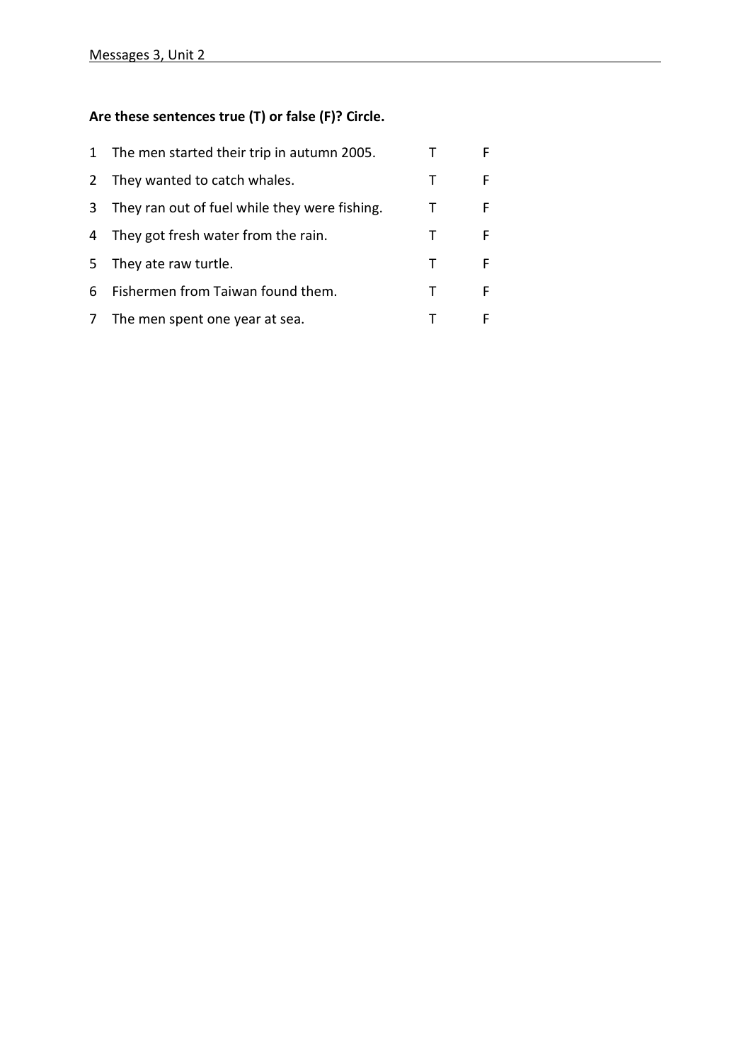**Are these sentences true (T) or false (F)? Circle.**

| | | | |
|---|---|---|---|
| 1 | The men started their trip in autumn 2005. | T | F |
| 2 | They wanted to catch whales. | T | F |
| 3 | They ran out of fuel while they were fishing. | T | F |
| 4 | They got fresh water from the rain. | T | F |
| 5 | They ate raw turtle. | T | F |
| 6 | Fishermen from Taiwan found them. | T | F |
| 7 | The men spent one year at sea. | T | F |